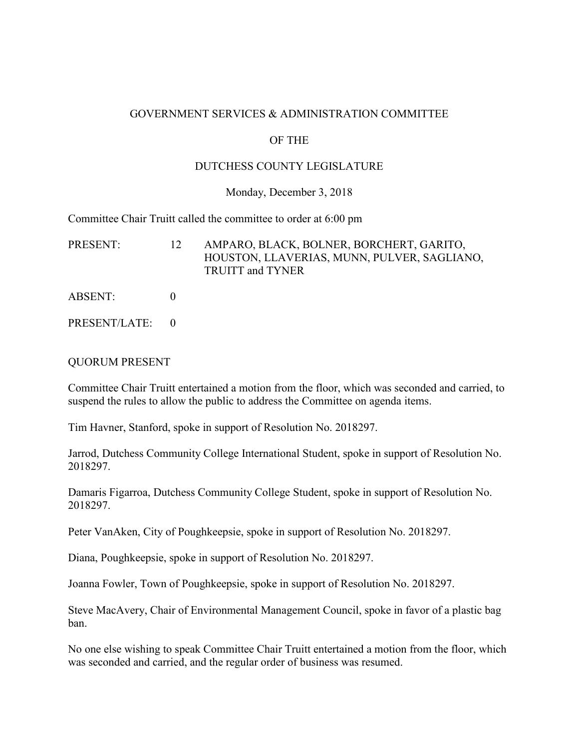# GOVERNMENT SERVICES & ADMINISTRATION COMMITTEE

# OF THE

# DUTCHESS COUNTY LEGISLATURE

Monday, December 3, 2018

Committee Chair Truitt called the committee to order at 6:00 pm

| | | |
|---|---|---|
| PRESENT: | 12 | AMPARO, BLACK, BOLNER, BORCHERT, GARITO, HOUSTON, LLAVERIAS, MUNN, PULVER, SAGLIANO, TRUITT and TYNER |
| ABSENT: | 0 | |
| PRESENT/LATE: | 0 | |

QUORUM PRESENT

Committee Chair Truitt entertained a motion from the floor, which was seconded and carried, to suspend the rules to allow the public to address the Committee on agenda items.

Tim Havner, Stanford, spoke in support of Resolution No. 2018297.

Jarrod, Dutchess Community College International Student, spoke in support of Resolution No. 2018297.

Damaris Figarroa, Dutchess Community College Student, spoke in support of Resolution No. 2018297.

Peter VanAken, City of Poughkeepsie, spoke in support of Resolution No. 2018297.

Diana, Poughkeepsie, spoke in support of Resolution No. 2018297.

Joanna Fowler, Town of Poughkeepsie, spoke in support of Resolution No. 2018297.

Steve MacAvery, Chair of Environmental Management Council, spoke in favor of a plastic bag ban.

No one else wishing to speak Committee Chair Truitt entertained a motion from the floor, which was seconded and carried, and the regular order of business was resumed.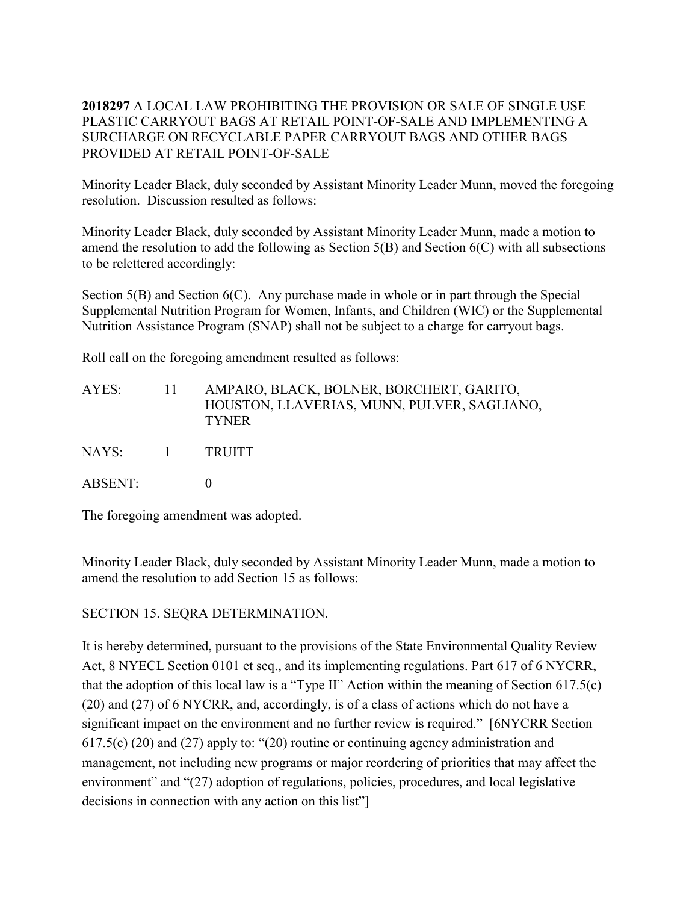**2018297** A LOCAL LAW PROHIBITING THE PROVISION OR SALE OF SINGLE USE PLASTIC CARRYOUT BAGS AT RETAIL POINT-OF-SALE AND IMPLEMENTING A SURCHARGE ON RECYCLABLE PAPER CARRYOUT BAGS AND OTHER BAGS PROVIDED AT RETAIL POINT-OF-SALE

Minority Leader Black, duly seconded by Assistant Minority Leader Munn, moved the foregoing resolution. Discussion resulted as follows:

Minority Leader Black, duly seconded by Assistant Minority Leader Munn, made a motion to amend the resolution to add the following as Section 5(B) and Section 6(C) with all subsections to be relettered accordingly:

Section 5(B) and Section 6(C). Any purchase made in whole or in part through the Special Supplemental Nutrition Program for Women, Infants, and Children (WIC) or the Supplemental Nutrition Assistance Program (SNAP) shall not be subject to a charge for carryout bags.

Roll call on the foregoing amendment resulted as follows:

| | | |
|---|---|---|
| AYES: | 11 | AMPARO, BLACK, BOLNER, BORCHERT, GARITO, HOUSTON, LLAVERIAS, MUNN, PULVER, SAGLIANO, TYNER |
| NAYS: | 1 | TRUITT |
| ABSENT: | | 0 |

The foregoing amendment was adopted.

Minority Leader Black, duly seconded by Assistant Minority Leader Munn, made a motion to amend the resolution to add Section 15 as follows:

SECTION 15. SEQRA DETERMINATION.

It is hereby determined, pursuant to the provisions of the State Environmental Quality Review Act, 8 NYECL Section 0101 et seq., and its implementing regulations. Part 617 of 6 NYCRR, that the adoption of this local law is a "Type II" Action within the meaning of Section 617.5(c) (20) and (27) of 6 NYCRR, and, accordingly, is of a class of actions which do not have a significant impact on the environment and no further review is required." [6NYCRR Section 617.5(c) (20) and (27) apply to: "(20) routine or continuing agency administration and management, not including new programs or major reordering of priorities that may affect the environment" and "(27) adoption of regulations, policies, procedures, and local legislative decisions in connection with any action on this list"]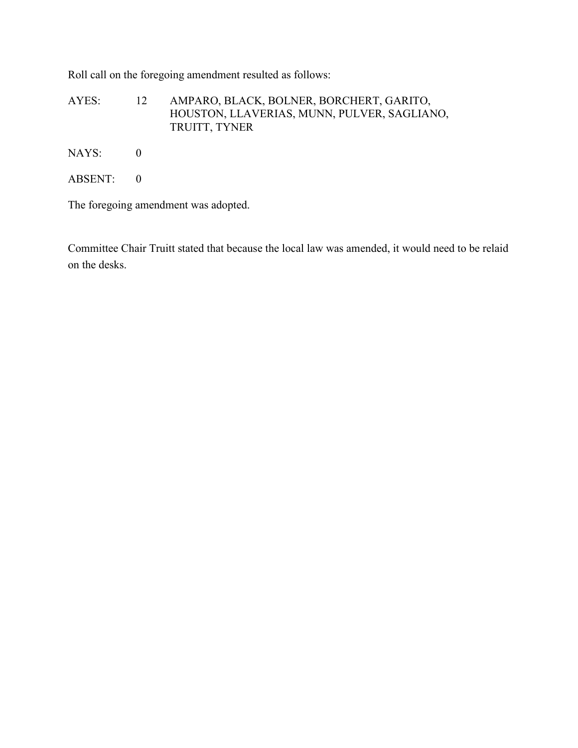Roll call on the foregoing amendment resulted as follows:

AYES: 12 AMPARO, BLACK, BOLNER, BORCHERT, GARITO, HOUSTON, LLAVERIAS, MUNN, PULVER, SAGLIANO, TRUITT, TYNER

NAYS: 0

ABSENT: 0

The foregoing amendment was adopted.

Committee Chair Truitt stated that because the local law was amended, it would need to be relaid on the desks.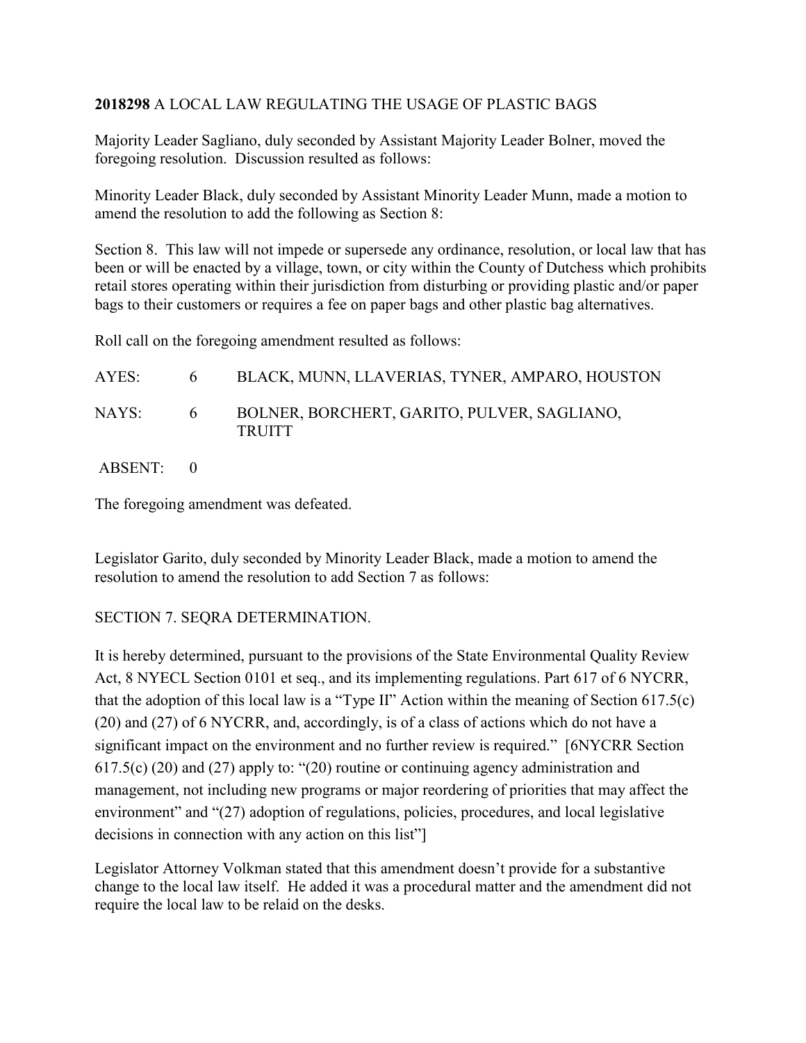**2018298** A LOCAL LAW REGULATING THE USAGE OF PLASTIC BAGS

Majority Leader Sagliano, duly seconded by Assistant Majority Leader Bolner, moved the foregoing resolution. Discussion resulted as follows:

Minority Leader Black, duly seconded by Assistant Minority Leader Munn, made a motion to amend the resolution to add the following as Section 8:

Section 8. This law will not impede or supersede any ordinance, resolution, or local law that has been or will be enacted by a village, town, or city within the County of Dutchess which prohibits retail stores operating within their jurisdiction from disturbing or providing plastic and/or paper bags to their customers or requires a fee on paper bags and other plastic bag alternatives.

Roll call on the foregoing amendment resulted as follows:

| | | |
|---|---|---|
| AYES: | 6 | BLACK, MUNN, LLAVERIAS, TYNER, AMPARO, HOUSTON |
| NAYS: | 6 | BOLNER, BORCHERT, GARITO, PULVER, SAGLIANO, TRUITT |
| ABSENT: | 0 | |

The foregoing amendment was defeated.

Legislator Garito, duly seconded by Minority Leader Black, made a motion to amend the resolution to amend the resolution to add Section 7 as follows:

SECTION 7. SEQRA DETERMINATION.

It is hereby determined, pursuant to the provisions of the State Environmental Quality Review Act, 8 NYECL Section 0101 et seq., and its implementing regulations. Part 617 of 6 NYCRR, that the adoption of this local law is a "Type II" Action within the meaning of Section 617.5(c) (20) and (27) of 6 NYCRR, and, accordingly, is of a class of actions which do not have a significant impact on the environment and no further review is required." [6NYCRR Section 617.5(c) (20) and (27) apply to: "(20) routine or continuing agency administration and management, not including new programs or major reordering of priorities that may affect the environment" and "(27) adoption of regulations, policies, procedures, and local legislative decisions in connection with any action on this list"]

Legislator Attorney Volkman stated that this amendment doesn't provide for a substantive change to the local law itself. He added it was a procedural matter and the amendment did not require the local law to be relaid on the desks.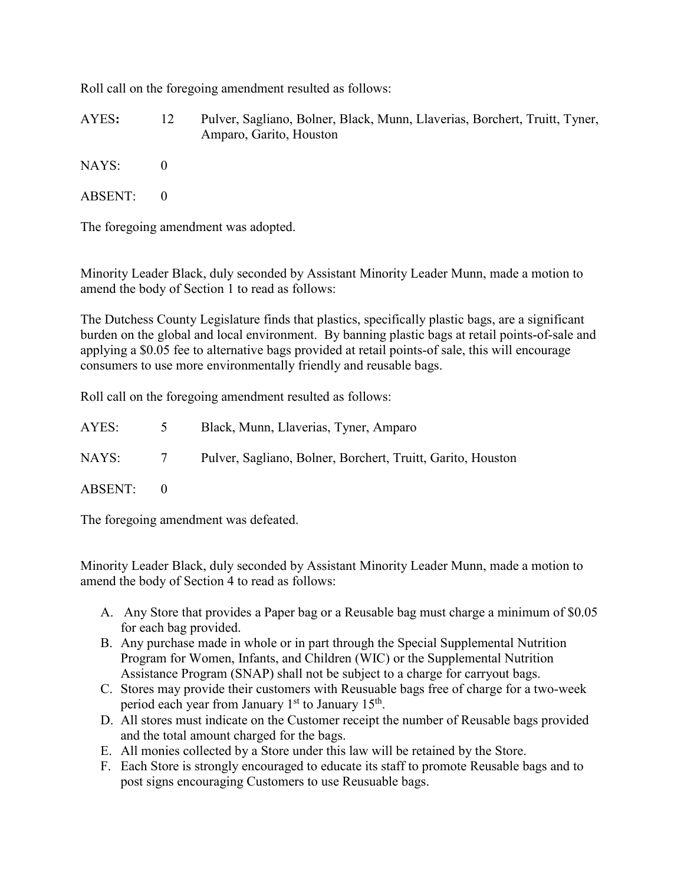Roll call on the foregoing amendment resulted as follows:

AYES**:** 12 Pulver, Sagliano, Bolner, Black, Munn, Llaverias, Borchert, Truitt, Tyner, Amparo, Garito, Houston

NAYS: 0

ABSENT: 0

The foregoing amendment was adopted.

Minority Leader Black, duly seconded by Assistant Minority Leader Munn, made a motion to amend the body of Section 1 to read as follows:

The Dutchess County Legislature finds that plastics, specifically plastic bags, are a significant burden on the global and local environment. By banning plastic bags at retail points-of-sale and applying a $0.05 fee to alternative bags provided at retail points-of sale, this will encourage consumers to use more environmentally friendly and reusable bags.

Roll call on the foregoing amendment resulted as follows:

AYES: 5 Black, Munn, Llaverias, Tyner, Amparo

NAYS: 7 Pulver, Sagliano, Bolner, Borchert, Truitt, Garito, Houston

ABSENT: 0

The foregoing amendment was defeated.

Minority Leader Black, duly seconded by Assistant Minority Leader Munn, made a motion to amend the body of Section 4 to read as follows:

A. Any Store that provides a Paper bag or a Reusable bag must charge a minimum of $0.05 for each bag provided.
B. Any purchase made in whole or in part through the Special Supplemental Nutrition Program for Women, Infants, and Children (WIC) or the Supplemental Nutrition Assistance Program (SNAP) shall not be subject to a charge for carryout bags.
C. Stores may provide their customers with Reusable bags free of charge for a two-week period each year from January 1st to January 15th.
D. All stores must indicate on the Customer receipt the number of Reusable bags provided and the total amount charged for the bags.
E. All monies collected by a Store under this law will be retained by the Store.
F. Each Store is strongly encouraged to educate its staff to promote Reusable bags and to post signs encouraging Customers to use Reusuable bags.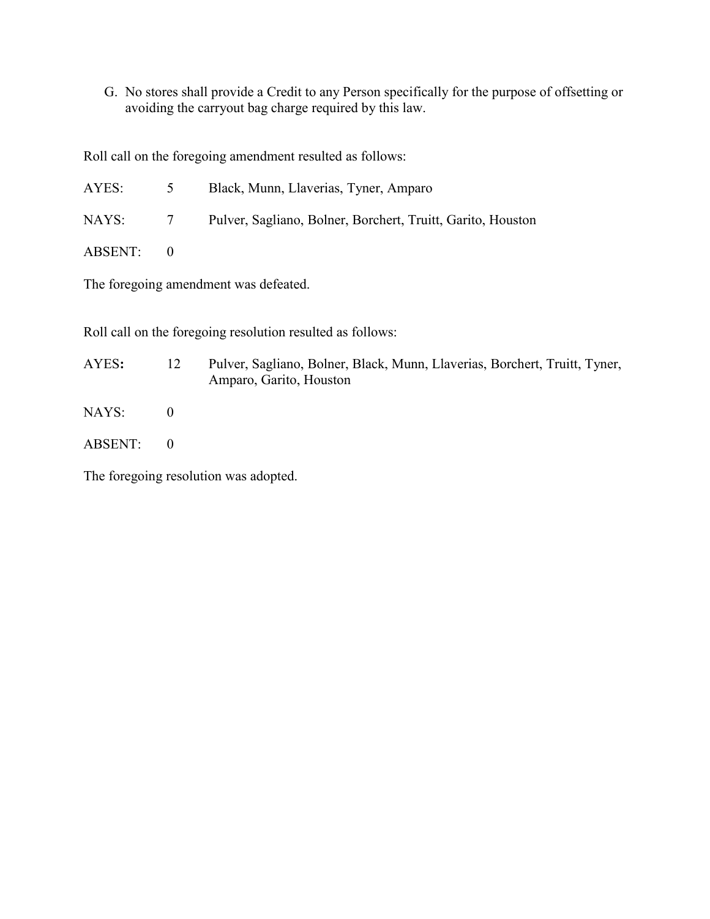G. No stores shall provide a Credit to any Person specifically for the purpose of offsetting or avoiding the carryout bag charge required by this law.

Roll call on the foregoing amendment resulted as follows:

AYES: 5 Black, Munn, Llaverias, Tyner, Amparo

NAYS: 7 Pulver, Sagliano, Bolner, Borchert, Truitt, Garito, Houston

ABSENT: 0

The foregoing amendment was defeated.

Roll call on the foregoing resolution resulted as follows:

AYES**:** 12 Pulver, Sagliano, Bolner, Black, Munn, Llaverias, Borchert, Truitt, Tyner, Amparo, Garito, Houston

NAYS: 0

ABSENT: 0

The foregoing resolution was adopted.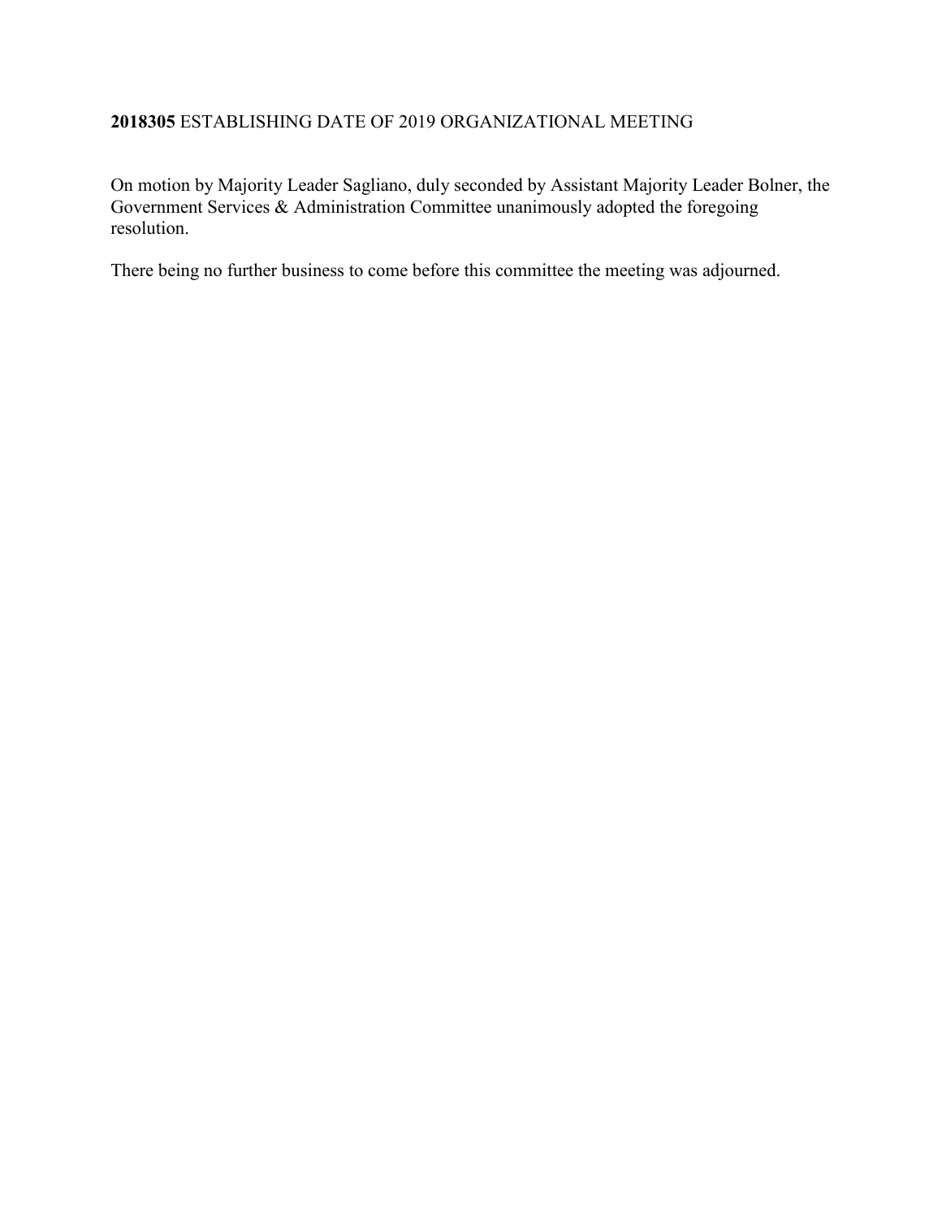**2018305** ESTABLISHING DATE OF 2019 ORGANIZATIONAL MEETING

On motion by Majority Leader Sagliano, duly seconded by Assistant Majority Leader Bolner, the Government Services & Administration Committee unanimously adopted the foregoing resolution.

There being no further business to come before this committee the meeting was adjourned.